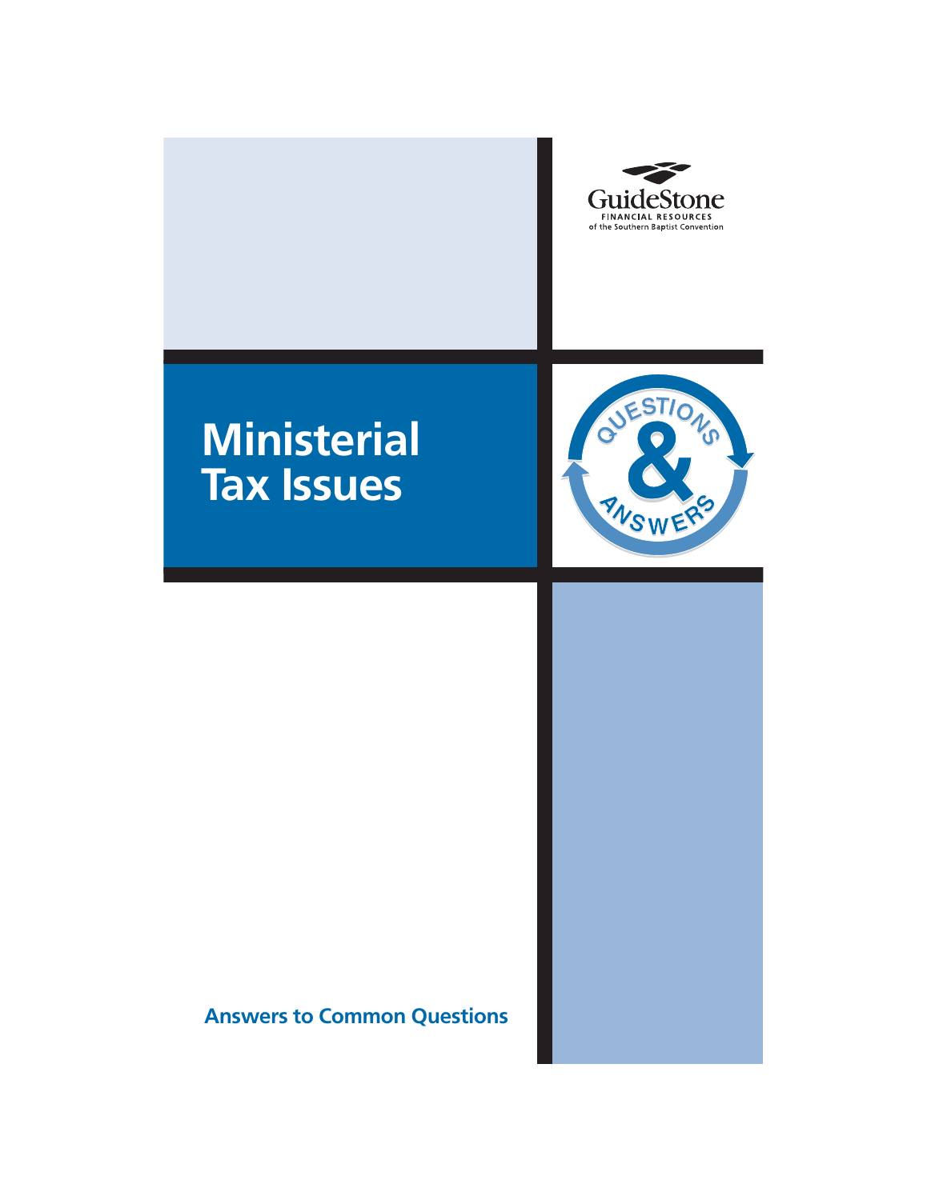GuideStone

FINANCIAL RESOURCES

of the Southern Baptist Convention

# Ministerial Tax Issues

QUESTIONS & ANSWERS

**Answers to Common Questions**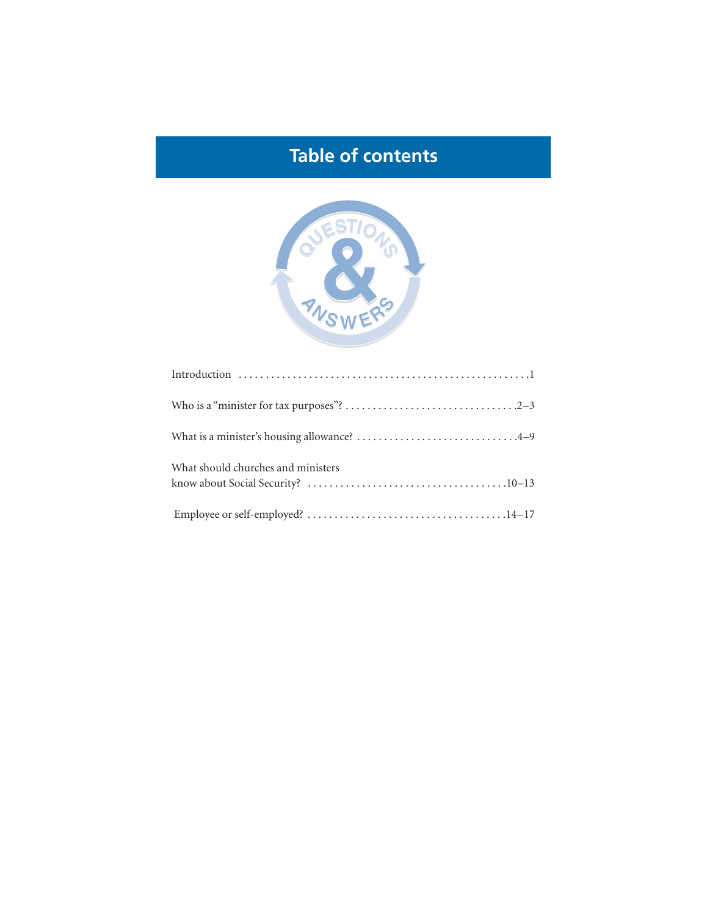# Table of contents

| | |
|---|---|
| Introduction | 1 |
| Who is a "minister for tax purposes"? | 2–3 |
| What is a minister's housing allowance? | 4–9 |
| What should churches and ministers know about Social Security? | 10–13 |
| Employee or self-employed? | 14–17 |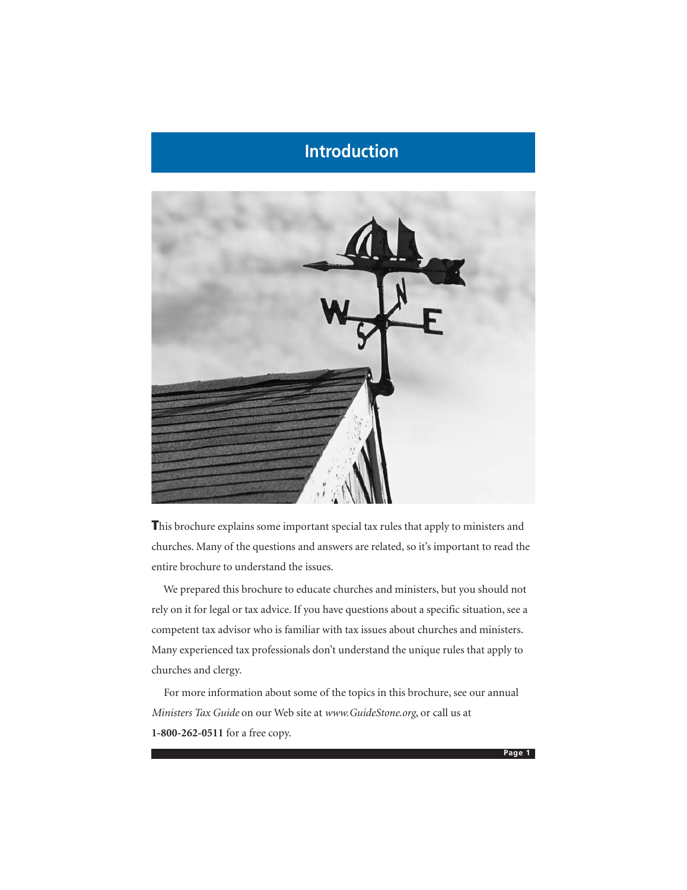# Introduction

This brochure explains some important special tax rules that apply to ministers and churches. Many of the questions and answers are related, so it's important to read the entire brochure to understand the issues.

We prepared this brochure to educate churches and ministers, but you should not rely on it for legal or tax advice. If you have questions about a specific situation, see a competent tax advisor who is familiar with tax issues about churches and ministers. Many experienced tax professionals don't understand the unique rules that apply to churches and clergy.

For more information about some of the topics in this brochure, see our annual *Ministers Tax Guide* on our Web site at *www.GuideStone.org*, or call us at **1-800-262-0511** for a free copy.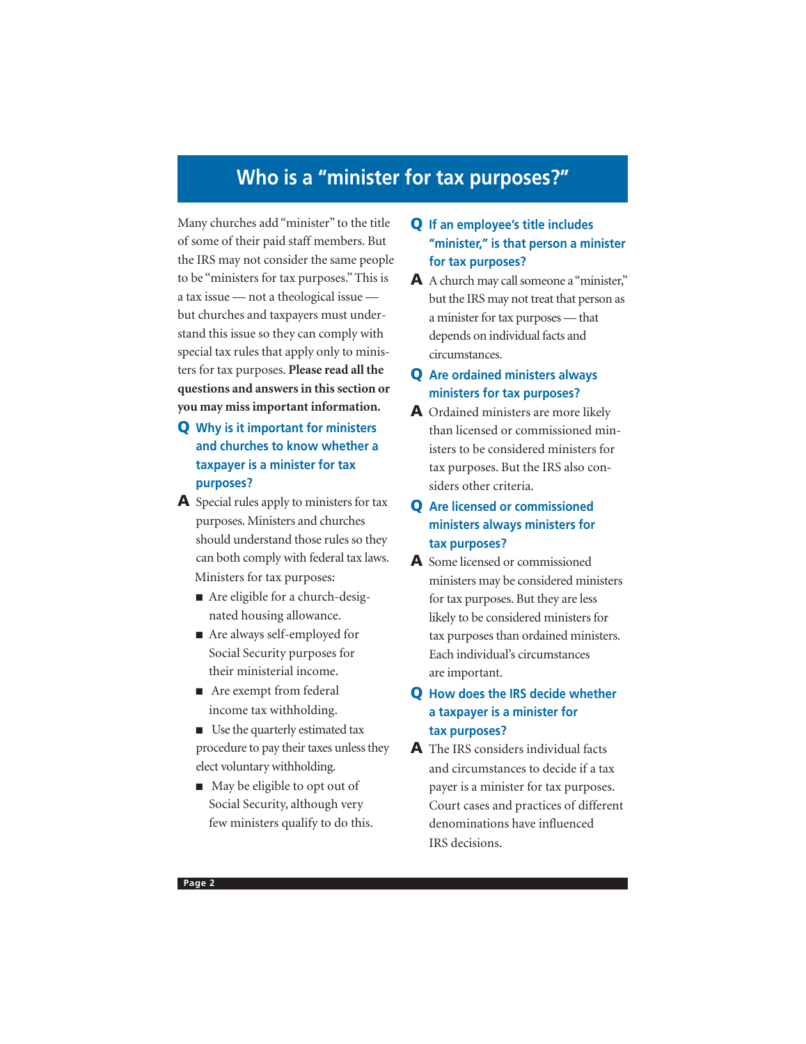# Who is a "minister for tax purposes?"

Many churches add "minister" to the title of some of their paid staff members. But the IRS may not consider the same people to be "ministers for tax purposes." This is a tax issue — not a theological issue — but churches and taxpayers must understand this issue so they can comply with special tax rules that apply only to ministers for tax purposes. **Please read all the questions and answers in this section or you may miss important information.**

### Q Why is it important for ministers and churches to know whether a taxpayer is a minister for tax purposes?

**A** Special rules apply to ministers for tax purposes. Ministers and churches should understand those rules so they can both comply with federal tax laws. Ministers for tax purposes:

- Are eligible for a church-designated housing allowance.
- Are always self-employed for Social Security purposes for their ministerial income.
- Are exempt from federal income tax withholding.
- Use the quarterly estimated tax procedure to pay their taxes unless they elect voluntary withholding.
- May be eligible to opt out of Social Security, although very few ministers qualify to do this.

### Q If an employee's title includes "minister," is that person a minister for tax purposes?

**A** A church may call someone a "minister," but the IRS may not treat that person as a minister for tax purposes — that depends on individual facts and circumstances.

### Q Are ordained ministers always ministers for tax purposes?

**A** Ordained ministers are more likely than licensed or commissioned ministers to be considered ministers for tax purposes. But the IRS also considers other criteria.

### Q Are licensed or commissioned ministers always ministers for tax purposes?

**A** Some licensed or commissioned ministers may be considered ministers for tax purposes. But they are less likely to be considered ministers for tax purposes than ordained ministers. Each individual's circumstances are important.

### Q How does the IRS decide whether a taxpayer is a minister for tax purposes?

**A** The IRS considers individual facts and circumstances to decide if a tax payer is a minister for tax purposes. Court cases and practices of different denominations have influenced IRS decisions.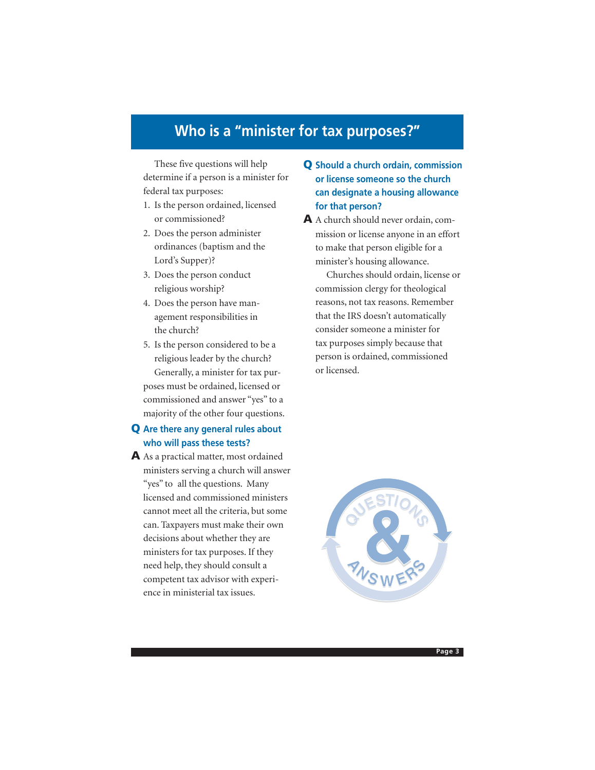# Who is a "minister for tax purposes?"

These five questions will help determine if a person is a minister for federal tax purposes:

1. Is the person ordained, licensed or commissioned?
2. Does the person administer ordinances (baptism and the Lord's Supper)?
3. Does the person conduct religious worship?
4. Does the person have management responsibilities in the church?
5. Is the person considered to be a religious leader by the church?

Generally, a minister for tax purposes must be ordained, licensed or commissioned and answer "yes" to a majority of the other four questions.

**Q Are there any general rules about who will pass these tests?**

**A** As a practical matter, most ordained ministers serving a church will answer "yes" to all the questions. Many licensed and commissioned ministers cannot meet all the criteria, but some can. Taxpayers must make their own decisions about whether they are ministers for tax purposes. If they need help, they should consult a competent tax advisor with experience in ministerial tax issues.

**Q Should a church ordain, commission or license someone so the church can designate a housing allowance for that person?**

**A** A church should never ordain, commission or license anyone in an effort to make that person eligible for a minister's housing allowance.

Churches should ordain, license or commission clergy for theological reasons, not tax reasons. Remember that the IRS doesn't automatically consider someone a minister for tax purposes simply because that person is ordained, commissioned or licensed.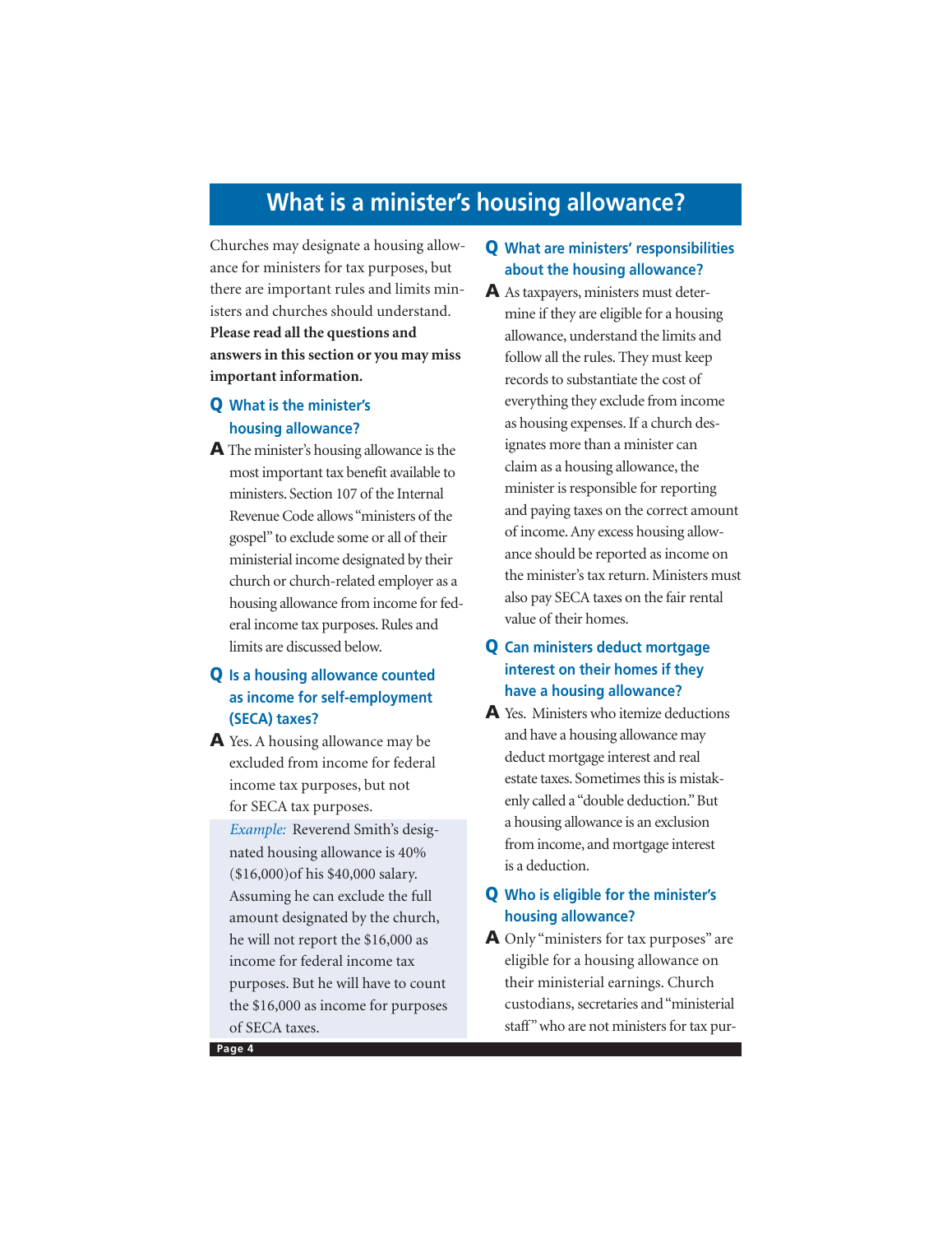# What is a minister's housing allowance?

Churches may designate a housing allowance for ministers for tax purposes, but there are important rules and limits ministers and churches should understand. **Please read all the questions and answers in this section or you may miss important information.**

### Q What is the minister's housing allowance?

**A** The minister's housing allowance is the most important tax benefit available to ministers. Section 107 of the Internal Revenue Code allows "ministers of the gospel" to exclude some or all of their ministerial income designated by their church or church-related employer as a housing allowance from income for federal income tax purposes. Rules and limits are discussed below.

### Q Is a housing allowance counted as income for self-employment (SECA) taxes?

**A** Yes. A housing allowance may be excluded from income for federal income tax purposes, but not for SECA tax purposes.

*Example:* Reverend Smith's designated housing allowance is 40% ($16,000)of his $40,000 salary. Assuming he can exclude the full amount designated by the church, he will not report the $16,000 as income for federal income tax purposes. But he will have to count the $16,000 as income for purposes of SECA taxes.

### Q What are ministers' responsibilities about the housing allowance?

**A** As taxpayers, ministers must determine if they are eligible for a housing allowance, understand the limits and follow all the rules. They must keep records to substantiate the cost of everything they exclude from income as housing expenses. If a church designates more than a minister can claim as a housing allowance, the minister is responsible for reporting and paying taxes on the correct amount of income. Any excess housing allowance should be reported as income on the minister's tax return. Ministers must also pay SECA taxes on the fair rental value of their homes.

### Q Can ministers deduct mortgage interest on their homes if they have a housing allowance?

**A** Yes. Ministers who itemize deductions and have a housing allowance may deduct mortgage interest and real estate taxes. Sometimes this is mistakenly called a "double deduction." But a housing allowance is an exclusion from income, and mortgage interest is a deduction.

### Q Who is eligible for the minister's housing allowance?

**A** Only "ministers for tax purposes" are eligible for a housing allowance on their ministerial earnings. Church custodians, secretaries and "ministerial staff" who are not ministers for tax pur-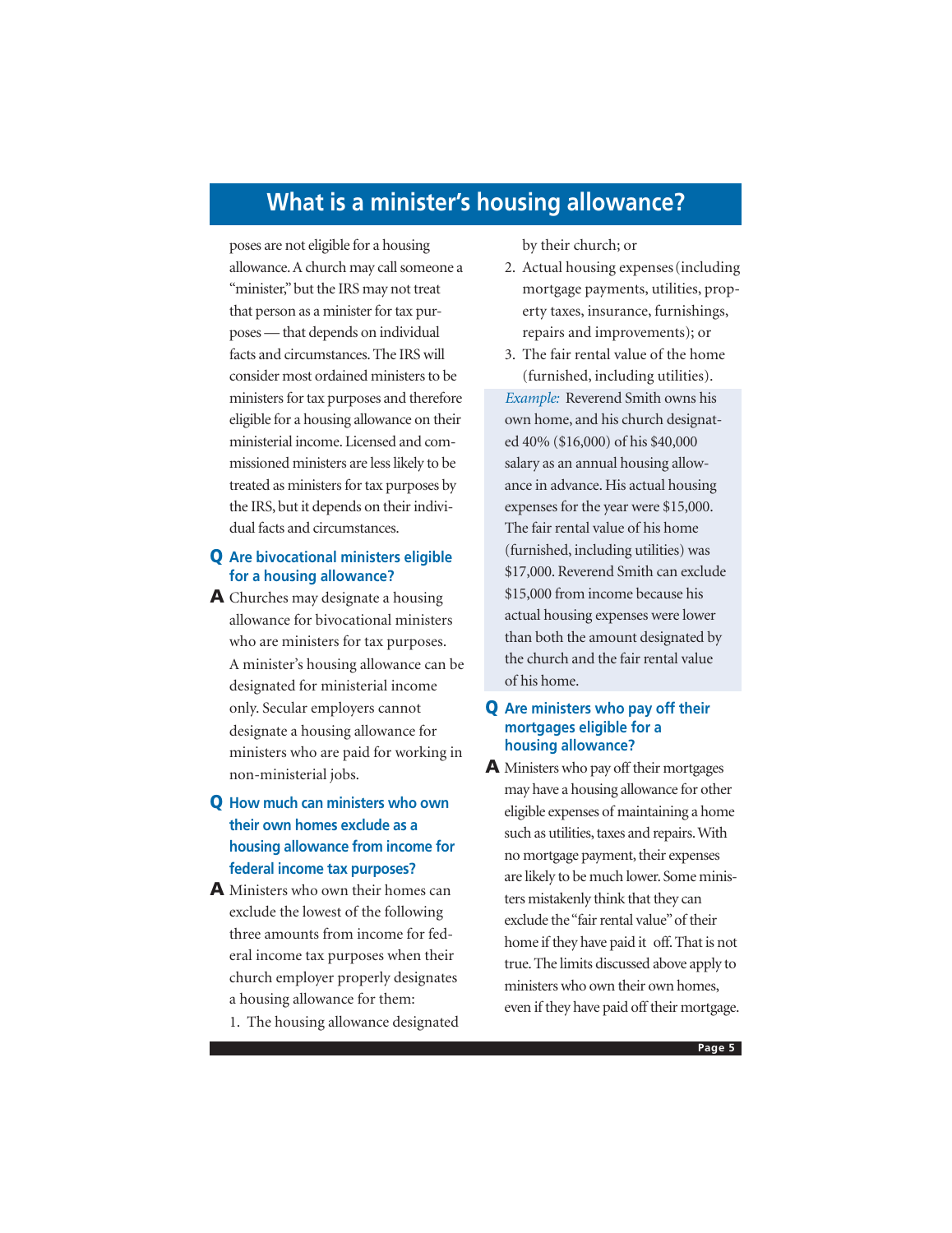## What is a minister's housing allowance?

poses are not eligible for a housing allowance. A church may call someone a "minister," but the IRS may not treat that person as a minister for tax purposes — that depends on individual facts and circumstances. The IRS will consider most ordained ministers to be ministers for tax purposes and therefore eligible for a housing allowance on their ministerial income. Licensed and commissioned ministers are less likely to be treated as ministers for tax purposes by the IRS, but it depends on their individual facts and circumstances.

### Q Are bivocational ministers eligible for a housing allowance?

**A** Churches may designate a housing allowance for bivocational ministers who are ministers for tax purposes. A minister's housing allowance can be designated for ministerial income only. Secular employers cannot designate a housing allowance for ministers who are paid for working in non-ministerial jobs.

### Q How much can ministers who own their own homes exclude as a housing allowance from income for federal income tax purposes?

**A** Ministers who own their homes can exclude the lowest of the following three amounts from income for federal income tax purposes when their church employer properly designates a housing allowance for them:

1. The housing allowance designated by their church; or
2. Actual housing expenses (including mortgage payments, utilities, property taxes, insurance, furnishings, repairs and improvements); or
3. The fair rental value of the home (furnished, including utilities).

*Example:* Reverend Smith owns his own home, and his church designated 40% ($16,000) of his $40,000 salary as an annual housing allowance in advance. His actual housing expenses for the year were $15,000. The fair rental value of his home (furnished, including utilities) was $17,000. Reverend Smith can exclude $15,000 from income because his actual housing expenses were lower than both the amount designated by the church and the fair rental value of his home.

### Q Are ministers who pay off their mortgages eligible for a housing allowance?

**A** Ministers who pay off their mortgages may have a housing allowance for other eligible expenses of maintaining a home such as utilities, taxes and repairs. With no mortgage payment, their expenses are likely to be much lower. Some ministers mistakenly think that they can exclude the "fair rental value" of their home if they have paid it off. That is not true. The limits discussed above apply to ministers who own their own homes, even if they have paid off their mortgage.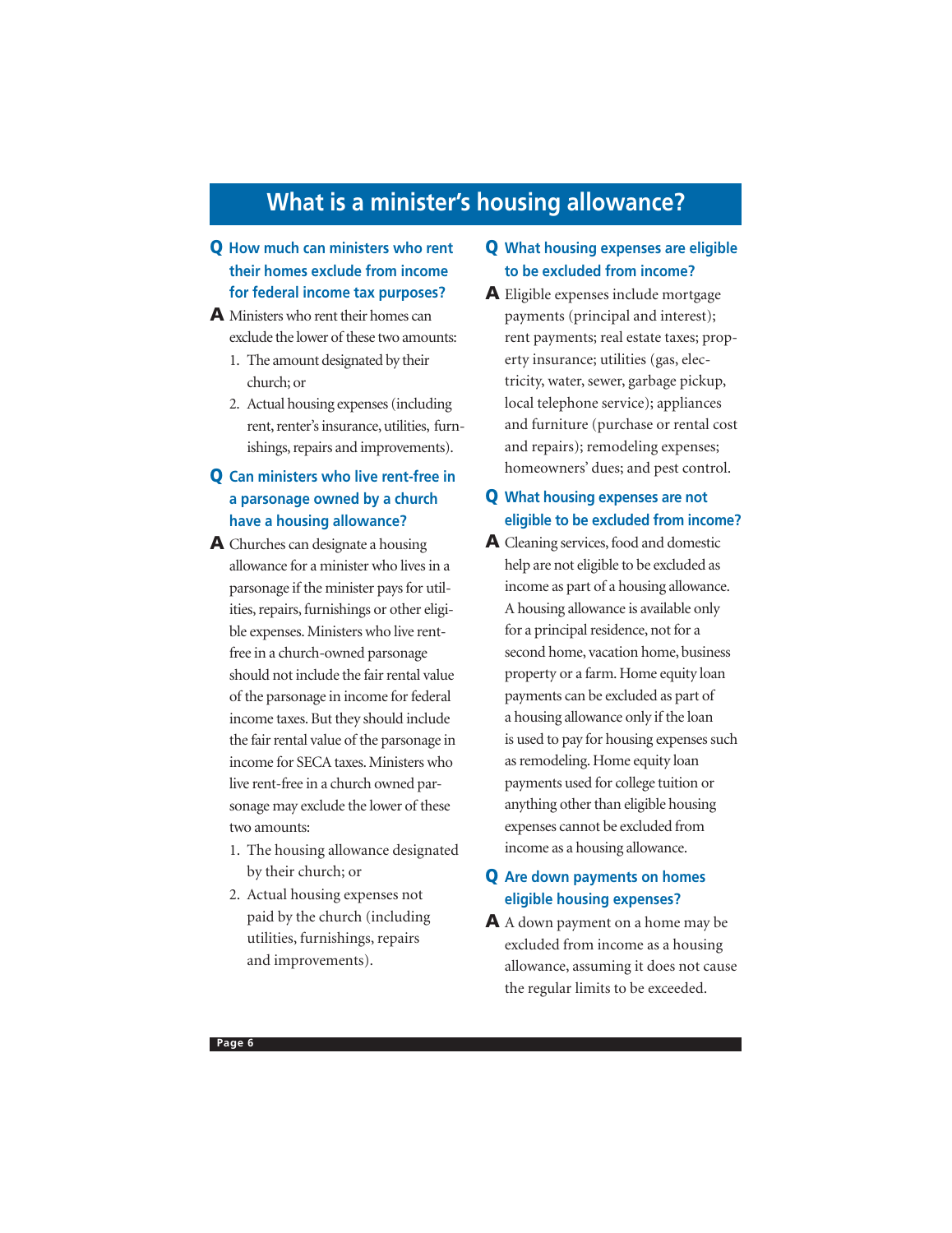# What is a minister's housing allowance?

**Q How much can ministers who rent their homes exclude from income for federal income tax purposes?**

**A** Ministers who rent their homes can exclude the lower of these two amounts:

1. The amount designated by their church; or
2. Actual housing expenses (including rent, renter's insurance, utilities, furnishings, repairs and improvements).

**Q Can ministers who live rent-free in a parsonage owned by a church have a housing allowance?**

**A** Churches can designate a housing allowance for a minister who lives in a parsonage if the minister pays for utilities, repairs, furnishings or other eligible expenses. Ministers who live rent-free in a church-owned parsonage should not include the fair rental value of the parsonage in income for federal income taxes. But they should include the fair rental value of the parsonage in income for SECA taxes. Ministers who live rent-free in a church owned parsonage may exclude the lower of these two amounts:

1. The housing allowance designated by their church; or
2. Actual housing expenses not paid by the church (including utilities, furnishings, repairs and improvements).

**Q What housing expenses are eligible to be excluded from income?**

**A** Eligible expenses include mortgage payments (principal and interest); rent payments; real estate taxes; property insurance; utilities (gas, electricity, water, sewer, garbage pickup, local telephone service); appliances and furniture (purchase or rental cost and repairs); remodeling expenses; homeowners' dues; and pest control.

**Q What housing expenses are not eligible to be excluded from income?**

**A** Cleaning services, food and domestic help are not eligible to be excluded as income as part of a housing allowance. A housing allowance is available only for a principal residence, not for a second home, vacation home, business property or a farm. Home equity loan payments can be excluded as part of a housing allowance only if the loan is used to pay for housing expenses such as remodeling. Home equity loan payments used for college tuition or anything other than eligible housing expenses cannot be excluded from income as a housing allowance.

**Q Are down payments on homes eligible housing expenses?**

**A** A down payment on a home may be excluded from income as a housing allowance, assuming it does not cause the regular limits to be exceeded.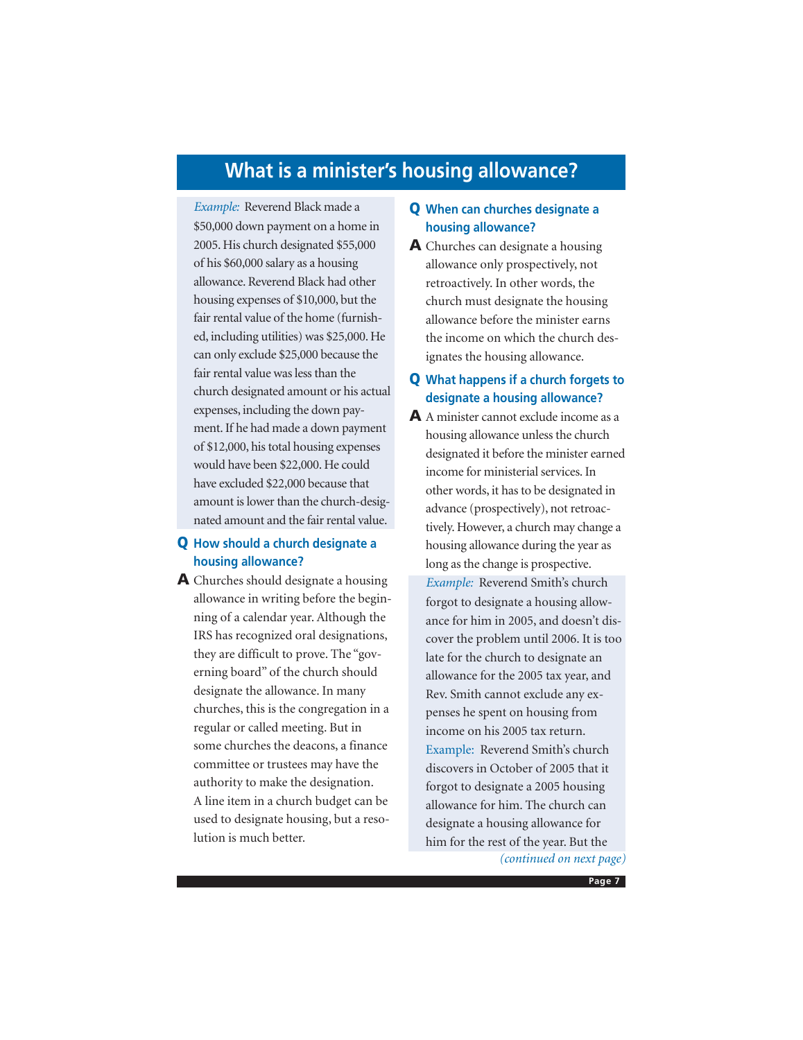# What is a minister's housing allowance?

*Example:* Reverend Black made a $50,000 down payment on a home in 2005. His church designated $55,000 of his $60,000 salary as a housing allowance. Reverend Black had other housing expenses of $10,000, but the fair rental value of the home (furnished, including utilities) was $25,000. He can only exclude $25,000 because the fair rental value was less than the church designated amount or his actual expenses, including the down payment. If he had made a down payment of $12,000, his total housing expenses would have been $22,000. He could have excluded $22,000 because that amount is lower than the church-designated amount and the fair rental value.

### Q How should a church designate a housing allowance?

**A** Churches should designate a housing allowance in writing before the beginning of a calendar year. Although the IRS has recognized oral designations, they are difficult to prove. The "governing board" of the church should designate the allowance. In many churches, this is the congregation in a regular or called meeting. But in some churches the deacons, a finance committee or trustees may have the authority to make the designation. A line item in a church budget can be used to designate housing, but a resolution is much better.

### Q When can churches designate a housing allowance?

**A** Churches can designate a housing allowance only prospectively, not retroactively. In other words, the church must designate the housing allowance before the minister earns the income on which the church designates the housing allowance.

### Q What happens if a church forgets to designate a housing allowance?

**A** A minister cannot exclude income as a housing allowance unless the church designated it before the minister earned income for ministerial services. In other words, it has to be designated in advance (prospectively), not retroactively. However, a church may change a housing allowance during the year as long as the change is prospective.

*Example:* Reverend Smith's church forgot to designate a housing allowance for him in 2005, and doesn't discover the problem until 2006. It is too late for the church to designate an allowance for the 2005 tax year, and Rev. Smith cannot exclude any expenses he spent on housing from income on his 2005 tax return.

Example: Reverend Smith's church discovers in October of 2005 that it forgot to designate a 2005 housing allowance for him. The church can designate a housing allowance for him for the rest of the year. But the

*(continued on next page)*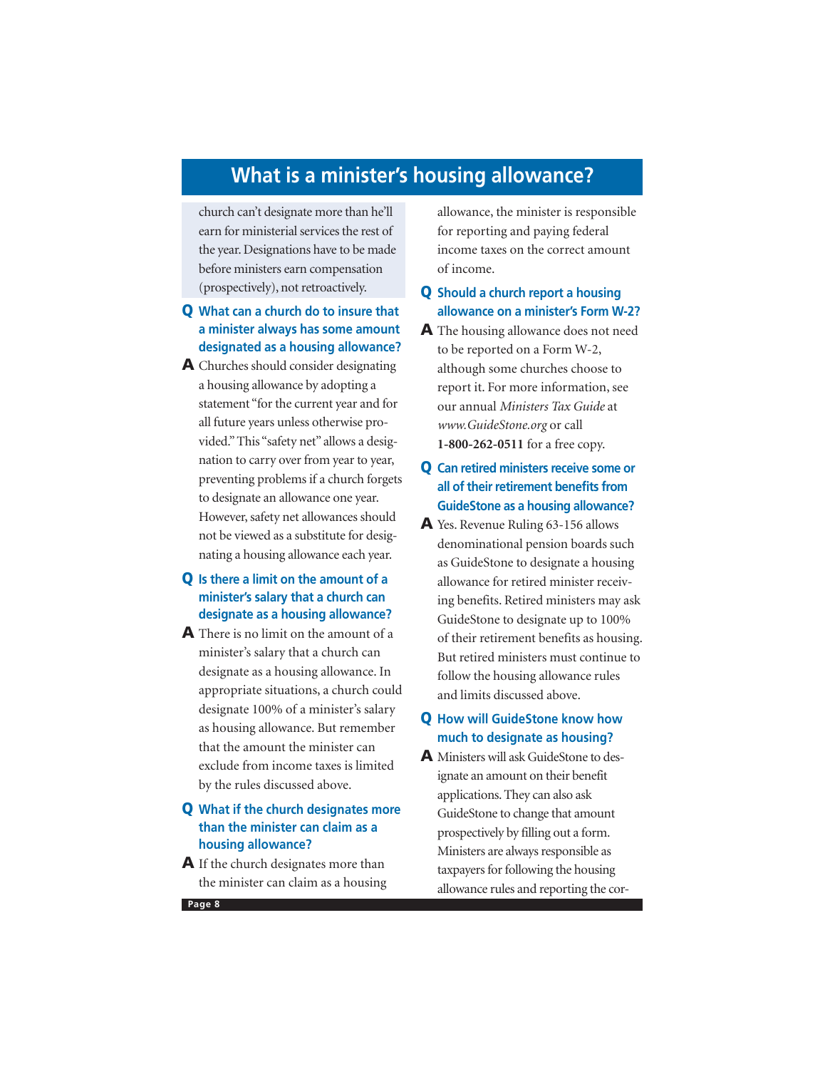# What is a minister's housing allowance?

church can't designate more than he'll earn for ministerial services the rest of the year. Designations have to be made before ministers earn compensation (prospectively), not retroactively.

**Q What can a church do to insure that a minister always has some amount designated as a housing allowance?**

**A** Churches should consider designating a housing allowance by adopting a statement "for the current year and for all future years unless otherwise provided." This "safety net" allows a designation to carry over from year to year, preventing problems if a church forgets to designate an allowance one year. However, safety net allowances should not be viewed as a substitute for designating a housing allowance each year.

**Q Is there a limit on the amount of a minister's salary that a church can designate as a housing allowance?**

**A** There is no limit on the amount of a minister's salary that a church can designate as a housing allowance. In appropriate situations, a church could designate 100% of a minister's salary as housing allowance. But remember that the amount the minister can exclude from income taxes is limited by the rules discussed above.

**Q What if the church designates more than the minister can claim as a housing allowance?**

**A** If the church designates more than the minister can claim as a housing allowance, the minister is responsible for reporting and paying federal income taxes on the correct amount of income.

**Q Should a church report a housing allowance on a minister's Form W-2?**

**A** The housing allowance does not need to be reported on a Form W-2, although some churches choose to report it. For more information, see our annual *Ministers Tax Guide* at *www.GuideStone.org* or call **1-800-262-0511** for a free copy.

**Q Can retired ministers receive some or all of their retirement benefits from GuideStone as a housing allowance?**

**A** Yes. Revenue Ruling 63-156 allows denominational pension boards such as GuideStone to designate a housing allowance for retired minister receiving benefits. Retired ministers may ask GuideStone to designate up to 100% of their retirement benefits as housing. But retired ministers must continue to follow the housing allowance rules and limits discussed above.

**Q How will GuideStone know how much to designate as housing?**

**A** Ministers will ask GuideStone to designate an amount on their benefit applications. They can also ask GuideStone to change that amount prospectively by filling out a form. Ministers are always responsible as taxpayers for following the housing allowance rules and reporting the cor-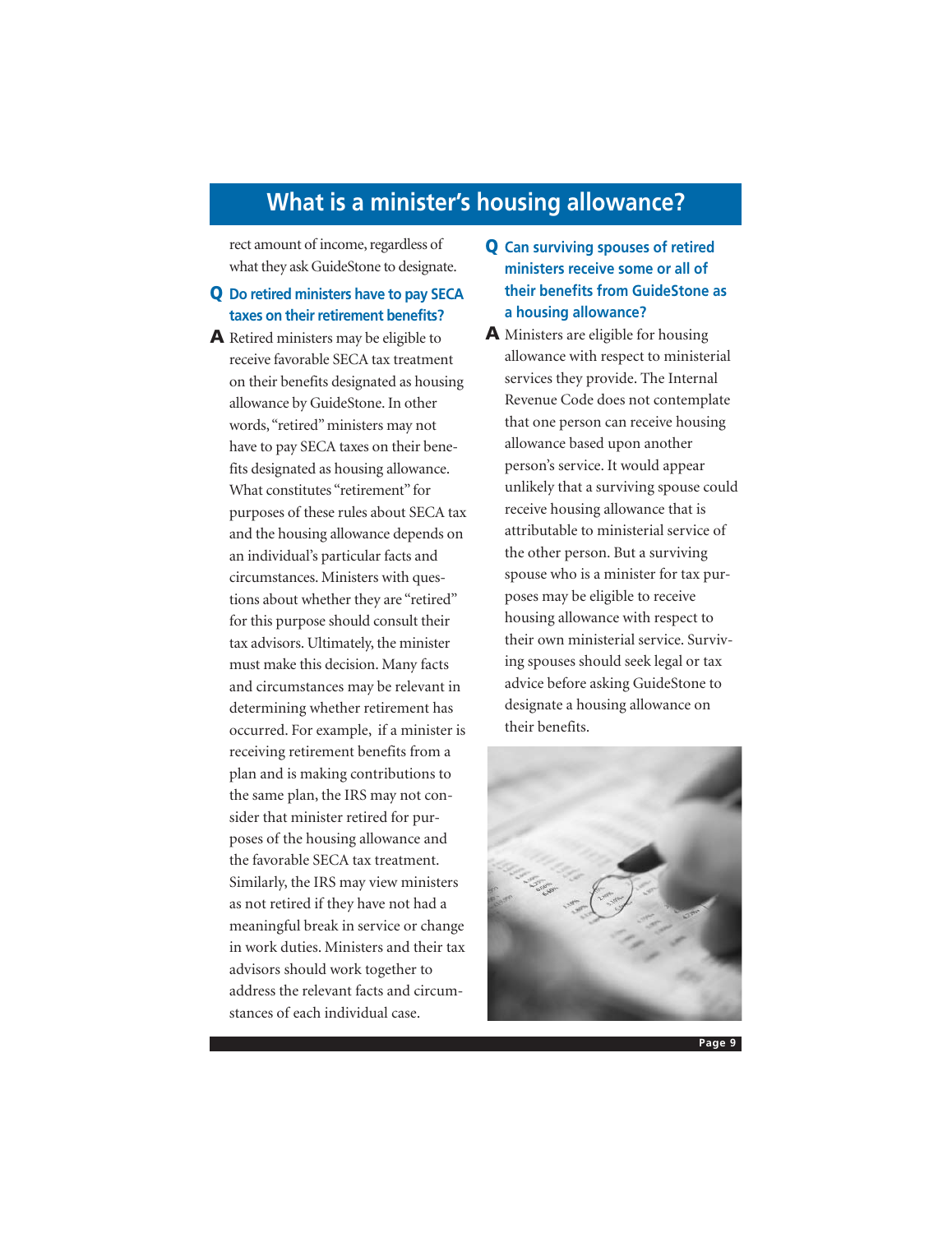## What is a minister's housing allowance?

rect amount of income, regardless of what they ask GuideStone to designate.

**Q Do retired ministers have to pay SECA taxes on their retirement benefits?**

**A** Retired ministers may be eligible to receive favorable SECA tax treatment on their benefits designated as housing allowance by GuideStone. In other words, "retired" ministers may not have to pay SECA taxes on their benefits designated as housing allowance. What constitutes "retirement" for purposes of these rules about SECA tax and the housing allowance depends on an individual's particular facts and circumstances. Ministers with questions about whether they are "retired" for this purpose should consult their tax advisors. Ultimately, the minister must make this decision. Many facts and circumstances may be relevant in determining whether retirement has occurred. For example, if a minister is receiving retirement benefits from a plan and is making contributions to the same plan, the IRS may not consider that minister retired for purposes of the housing allowance and the favorable SECA tax treatment. Similarly, the IRS may view ministers as not retired if they have not had a meaningful break in service or change in work duties. Ministers and their tax advisors should work together to address the relevant facts and circumstances of each individual case.

**Q Can surviving spouses of retired ministers receive some or all of their benefits from GuideStone as a housing allowance?**

**A** Ministers are eligible for housing allowance with respect to ministerial services they provide. The Internal Revenue Code does not contemplate that one person can receive housing allowance based upon another person's service. It would appear unlikely that a surviving spouse could receive housing allowance that is attributable to ministerial service of the other person. But a surviving spouse who is a minister for tax purposes may be eligible to receive housing allowance with respect to their own ministerial service. Surviving spouses should seek legal or tax advice before asking GuideStone to designate a housing allowance on their benefits.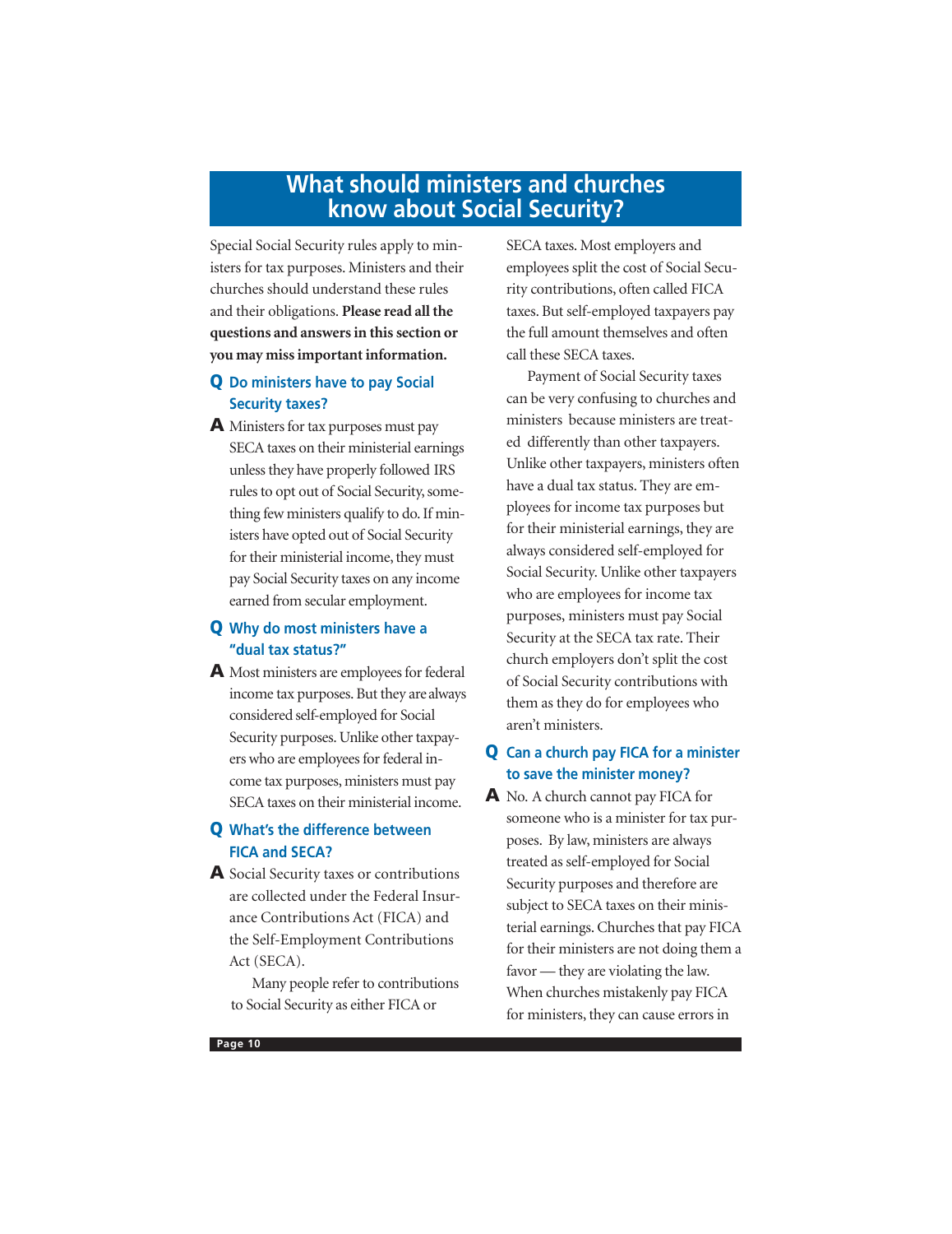# What should ministers and churches know about Social Security?

Special Social Security rules apply to ministers for tax purposes. Ministers and their churches should understand these rules and their obligations. **Please read all the questions and answers in this section or you may miss important information.**

### Q Do ministers have to pay Social Security taxes?

**A** Ministers for tax purposes must pay SECA taxes on their ministerial earnings unless they have properly followed IRS rules to opt out of Social Security, something few ministers qualify to do. If ministers have opted out of Social Security for their ministerial income, they must pay Social Security taxes on any income earned from secular employment.

### Q Why do most ministers have a "dual tax status?"

**A** Most ministers are employees for federal income tax purposes. But they are always considered self-employed for Social Security purposes. Unlike other taxpayers who are employees for federal income tax purposes, ministers must pay SECA taxes on their ministerial income.

### Q What's the difference between FICA and SECA?

**A** Social Security taxes or contributions are collected under the Federal Insurance Contributions Act (FICA) and the Self-Employment Contributions Act (SECA).

Many people refer to contributions to Social Security as either FICA or SECA taxes. Most employers and employees split the cost of Social Security contributions, often called FICA taxes. But self-employed taxpayers pay the full amount themselves and often call these SECA taxes.

Payment of Social Security taxes can be very confusing to churches and ministers because ministers are treated differently than other taxpayers. Unlike other taxpayers, ministers often have a dual tax status. They are employees for income tax purposes but for their ministerial earnings, they are always considered self-employed for Social Security. Unlike other taxpayers who are employees for income tax purposes, ministers must pay Social Security at the SECA tax rate. Their church employers don't split the cost of Social Security contributions with them as they do for employees who aren't ministers.

### Q Can a church pay FICA for a minister to save the minister money?

**A** No. A church cannot pay FICA for someone who is a minister for tax purposes. By law, ministers are always treated as self-employed for Social Security purposes and therefore are subject to SECA taxes on their ministerial earnings. Churches that pay FICA for their ministers are not doing them a favor — they are violating the law. When churches mistakenly pay FICA for ministers, they can cause errors in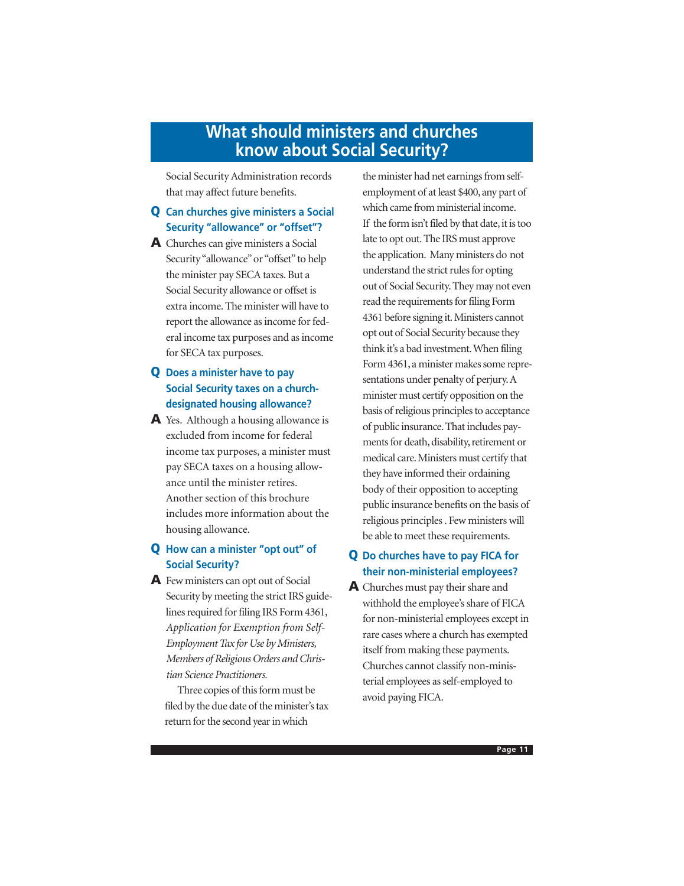# What should ministers and churches know about Social Security?

Social Security Administration records that may affect future benefits.

**Q Can churches give ministers a Social Security "allowance" or "offset"?**

**A** Churches can give ministers a Social Security "allowance" or "offset" to help the minister pay SECA taxes. But a Social Security allowance or offset is extra income. The minister will have to report the allowance as income for federal income tax purposes and as income for SECA tax purposes.

**Q Does a minister have to pay Social Security taxes on a church-designated housing allowance?**

**A** Yes. Although a housing allowance is excluded from income for federal income tax purposes, a minister must pay SECA taxes on a housing allowance until the minister retires. Another section of this brochure includes more information about the housing allowance.

**Q How can a minister "opt out" of Social Security?**

**A** Few ministers can opt out of Social Security by meeting the strict IRS guidelines required for filing IRS Form 4361, *Application for Exemption from Self-Employment Tax for Use by Ministers, Members of Religious Orders and Christian Science Practitioners.*

Three copies of this form must be filed by the due date of the minister's tax return for the second year in which the minister had net earnings from self-employment of at least $400, any part of which came from ministerial income. If the form isn't filed by that date, it is too late to opt out. The IRS must approve the application. Many ministers do not understand the strict rules for opting out of Social Security. They may not even read the requirements for filing Form 4361 before signing it. Ministers cannot opt out of Social Security because they think it's a bad investment. When filing Form 4361, a minister makes some representations under penalty of perjury. A minister must certify opposition on the basis of religious principles to acceptance of public insurance. That includes payments for death, disability, retirement or medical care. Ministers must certify that they have informed their ordaining body of their opposition to accepting public insurance benefits on the basis of religious principles . Few ministers will be able to meet these requirements.

**Q Do churches have to pay FICA for their non-ministerial employees?**

**A** Churches must pay their share and withhold the employee's share of FICA for non-ministerial employees except in rare cases where a church has exempted itself from making these payments. Churches cannot classify non-ministerial employees as self-employed to avoid paying FICA.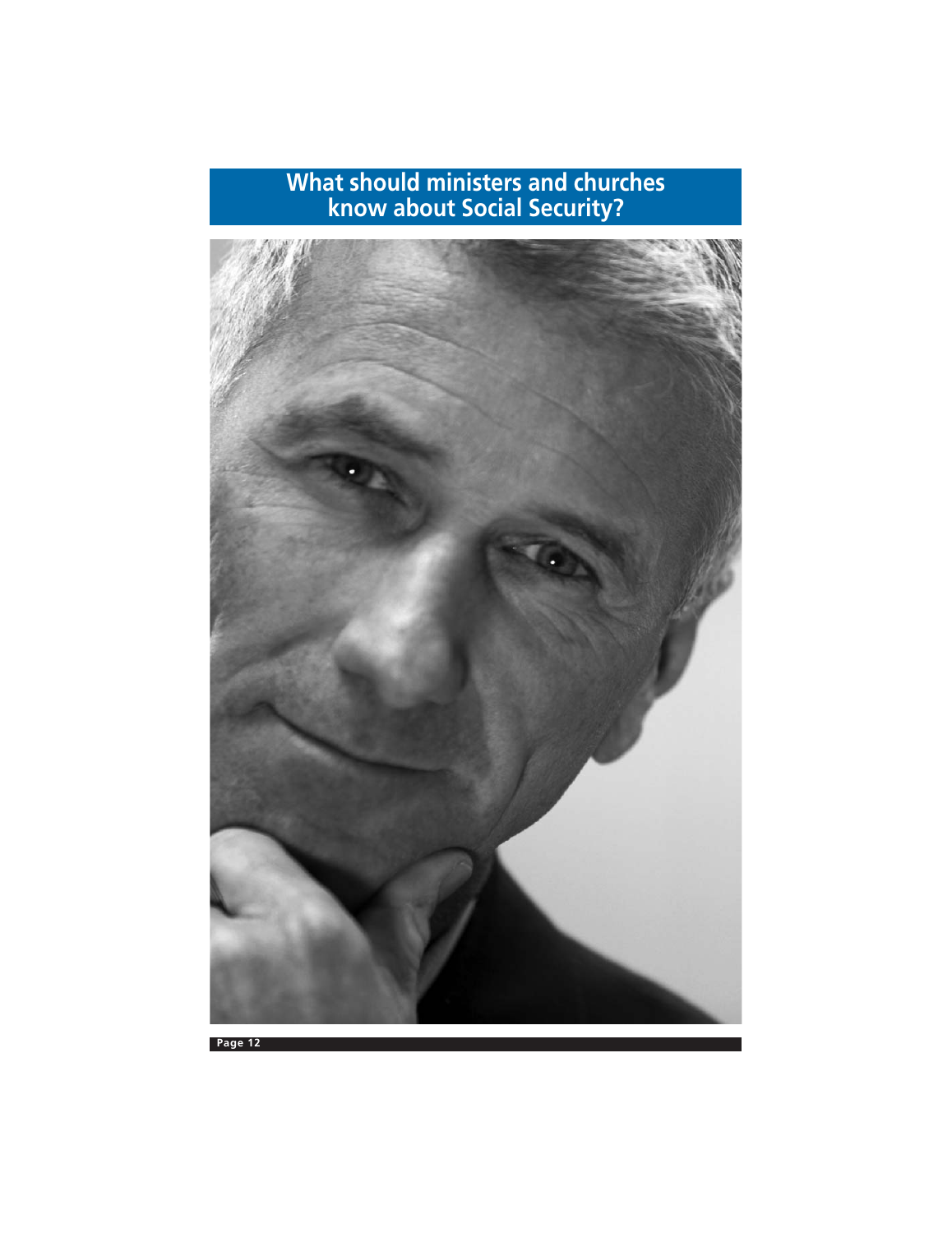# What should ministers and churches know about Social Security?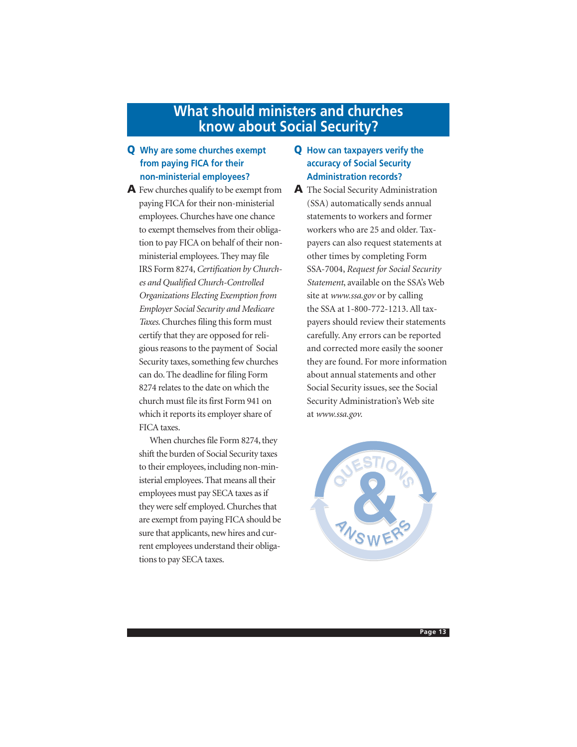# What should ministers and churches know about Social Security?

**Q Why are some churches exempt from paying FICA for their non-ministerial employees?**

**A** Few churches qualify to be exempt from paying FICA for their non-ministerial employees. Churches have one chance to exempt themselves from their obligation to pay FICA on behalf of their non-ministerial employees. They may file IRS Form 8274, *Certification by Churches and Qualified Church-Controlled Organizations Electing Exemption from Employer Social Security and Medicare Taxes*. Churches filing this form must certify that they are opposed for religious reasons to the payment of Social Security taxes, something few churches can do. The deadline for filing Form 8274 relates to the date on which the church must file its first Form 941 on which it reports its employer share of FICA taxes.

When churches file Form 8274, they shift the burden of Social Security taxes to their employees, including non-ministerial employees. That means all their employees must pay SECA taxes as if they were self employed. Churches that are exempt from paying FICA should be sure that applicants, new hires and current employees understand their obligations to pay SECA taxes.

**Q How can taxpayers verify the accuracy of Social Security Administration records?**

**A** The Social Security Administration (SSA) automatically sends annual statements to workers and former workers who are 25 and older. Taxpayers can also request statements at other times by completing Form SSA-7004, *Request for Social Security Statement*, available on the SSA's Web site at *www.ssa.gov* or by calling the SSA at 1-800-772-1213. All taxpayers should review their statements carefully. Any errors can be reported and corrected more easily the sooner they are found. For more information about annual statements and other Social Security issues, see the Social Security Administration's Web site at *www.ssa.gov.*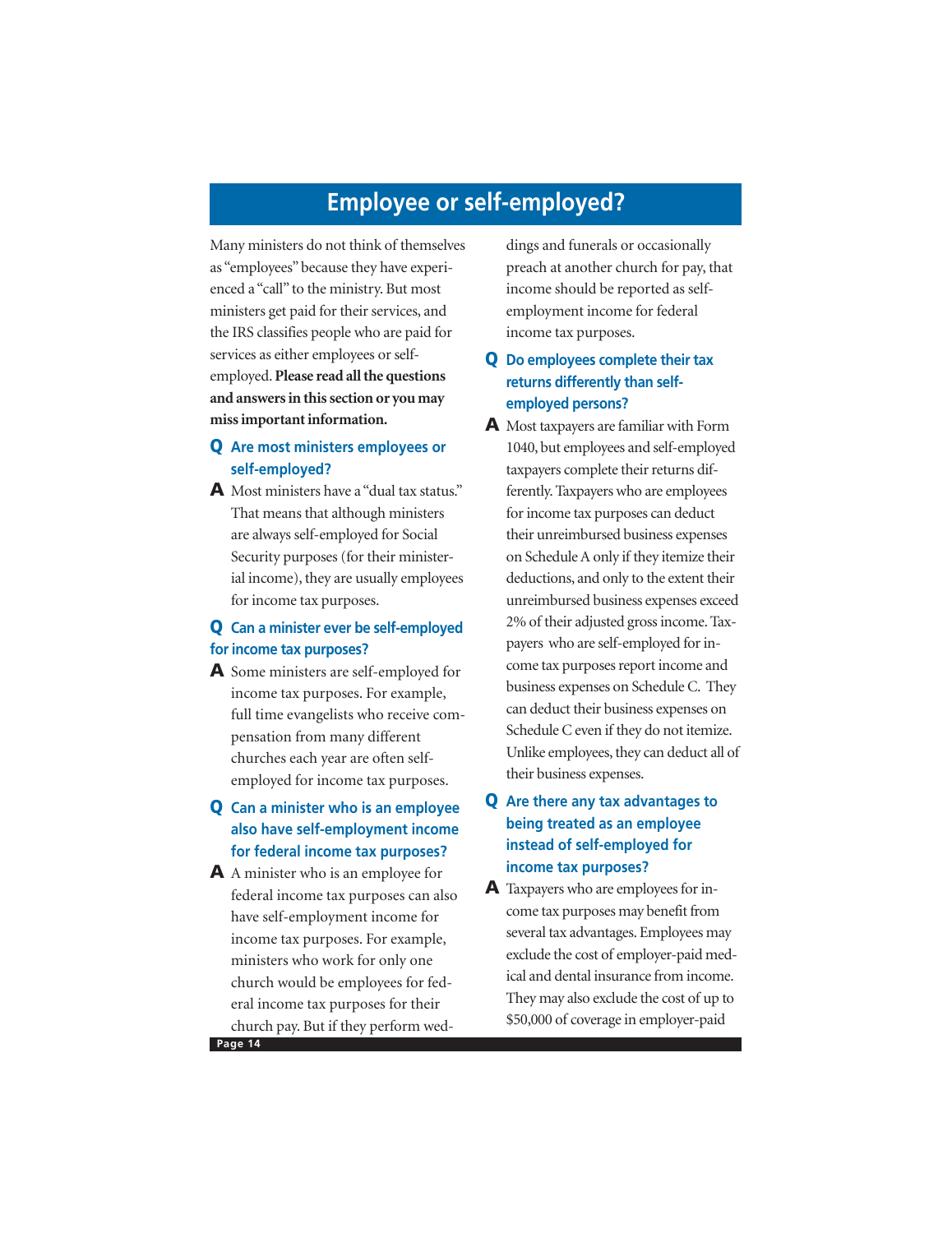# Employee or self-employed?

Many ministers do not think of themselves as "employees" because they have experienced a "call" to the ministry. But most ministers get paid for their services, and the IRS classifies people who are paid for services as either employees or self-employed. **Please read all the questions and answers in this section or you may miss important information.**

**Q Are most ministers employees or self-employed?**

**A** Most ministers have a "dual tax status." That means that although ministers are always self-employed for Social Security purposes (for their ministerial income), they are usually employees for income tax purposes.

**Q Can a minister ever be self-employed for income tax purposes?**

**A** Some ministers are self-employed for income tax purposes. For example, full time evangelists who receive compensation from many different churches each year are often self-employed for income tax purposes.

**Q Can a minister who is an employee also have self-employment income for federal income tax purposes?**

**A** A minister who is an employee for federal income tax purposes can also have self-employment income for income tax purposes. For example, ministers who work for only one church would be employees for federal income tax purposes for their church pay. But if they perform weddings and funerals or occasionally preach at another church for pay, that income should be reported as self-employment income for federal income tax purposes.

**Q Do employees complete their tax returns differently than self-employed persons?**

**A** Most taxpayers are familiar with Form 1040, but employees and self-employed taxpayers complete their returns differently. Taxpayers who are employees for income tax purposes can deduct their unreimbursed business expenses on Schedule A only if they itemize their deductions, and only to the extent their unreimbursed business expenses exceed 2% of their adjusted gross income. Taxpayers who are self-employed for income tax purposes report income and business expenses on Schedule C. They can deduct their business expenses on Schedule C even if they do not itemize. Unlike employees, they can deduct all of their business expenses.

**Q Are there any tax advantages to being treated as an employee instead of self-employed for income tax purposes?**

**A** Taxpayers who are employees for income tax purposes may benefit from several tax advantages. Employees may exclude the cost of employer-paid medical and dental insurance from income. They may also exclude the cost of up to $50,000 of coverage in employer-paid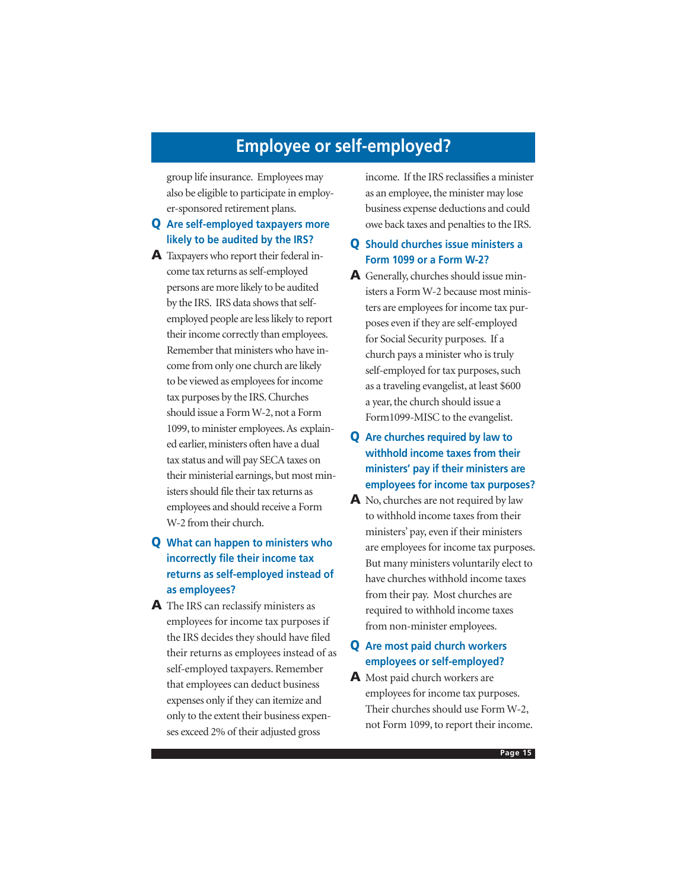# Employee or self-employed?

group life insurance. Employees may also be eligible to participate in employer-sponsored retirement plans.

**Q Are self-employed taxpayers more likely to be audited by the IRS?**

**A** Taxpayers who report their federal income tax returns as self-employed persons are more likely to be audited by the IRS. IRS data shows that self-employed people are less likely to report their income correctly than employees. Remember that ministers who have income from only one church are likely to be viewed as employees for income tax purposes by the IRS. Churches should issue a Form W-2, not a Form 1099, to minister employees. As explained earlier, ministers often have a dual tax status and will pay SECA taxes on their ministerial earnings, but most ministers should file their tax returns as employees and should receive a Form W-2 from their church.

**Q What can happen to ministers who incorrectly file their income tax returns as self-employed instead of as employees?**

**A** The IRS can reclassify ministers as employees for income tax purposes if the IRS decides they should have filed their returns as employees instead of as self-employed taxpayers. Remember that employees can deduct business expenses only if they can itemize and only to the extent their business expenses exceed 2% of their adjusted gross income. If the IRS reclassifies a minister as an employee, the minister may lose business expense deductions and could owe back taxes and penalties to the IRS.

**Q Should churches issue ministers a Form 1099 or a Form W-2?**

**A** Generally, churches should issue ministers a Form W-2 because most ministers are employees for income tax purposes even if they are self-employed for Social Security purposes. If a church pays a minister who is truly self-employed for tax purposes, such as a traveling evangelist, at least $600 a year, the church should issue a Form1099-MISC to the evangelist.

**Q Are churches required by law to withhold income taxes from their ministers' pay if their ministers are employees for income tax purposes?**

**A** No, churches are not required by law to withhold income taxes from their ministers' pay, even if their ministers are employees for income tax purposes. But many ministers voluntarily elect to have churches withhold income taxes from their pay. Most churches are required to withhold income taxes from non-minister employees.

**Q Are most paid church workers employees or self-employed?**

**A** Most paid church workers are employees for income tax purposes. Their churches should use Form W-2, not Form 1099, to report their income.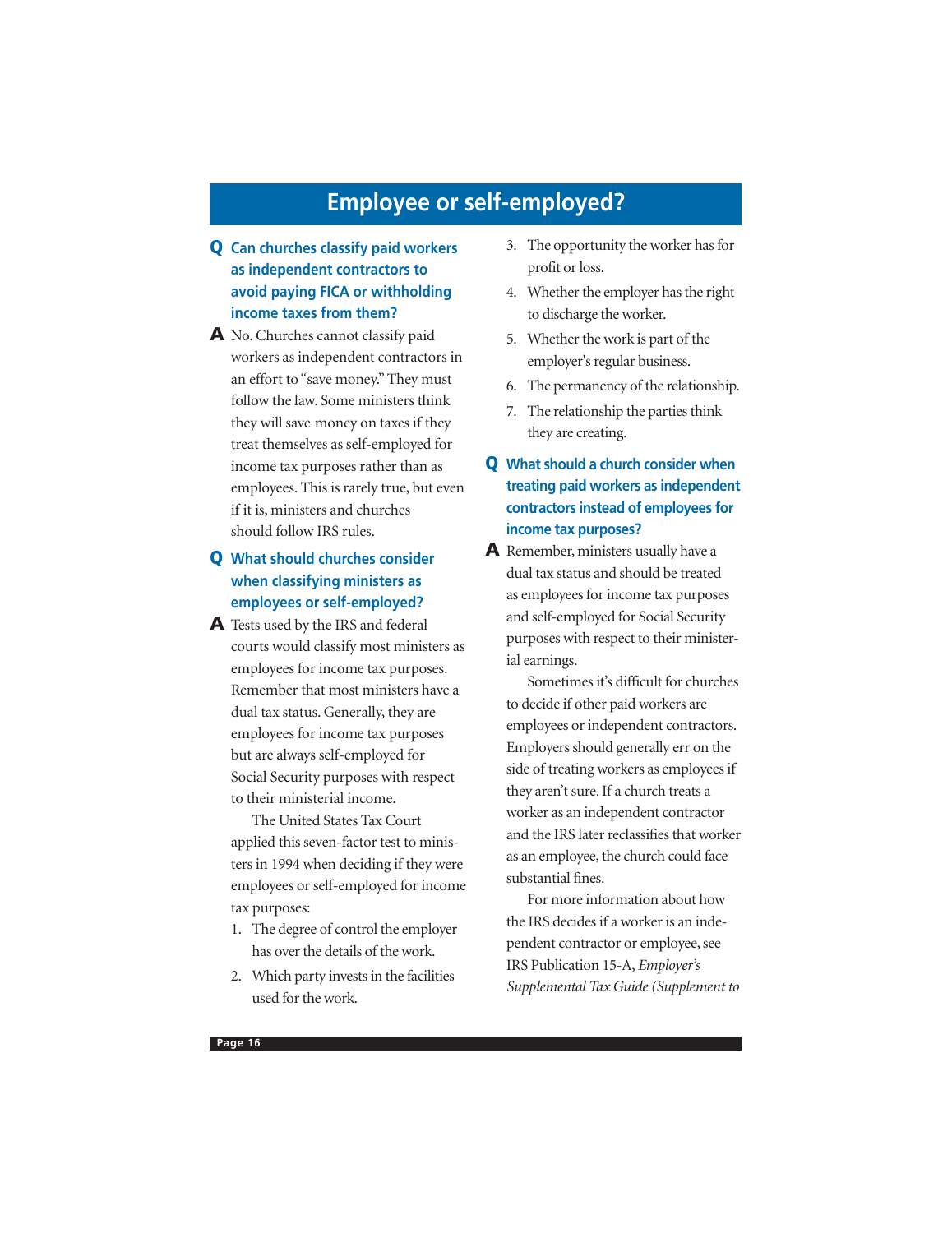# Employee or self-employed?

**Q Can churches classify paid workers as independent contractors to avoid paying FICA or withholding income taxes from them?**

**A** No. Churches cannot classify paid workers as independent contractors in an effort to "save money." They must follow the law. Some ministers think they will save money on taxes if they treat themselves as self-employed for income tax purposes rather than as employees. This is rarely true, but even if it is, ministers and churches should follow IRS rules.

**Q What should churches consider when classifying ministers as employees or self-employed?**

**A** Tests used by the IRS and federal courts would classify most ministers as employees for income tax purposes. Remember that most ministers have a dual tax status. Generally, they are employees for income tax purposes but are always self-employed for Social Security purposes with respect to their ministerial income.

The United States Tax Court applied this seven-factor test to ministers in 1994 when deciding if they were employees or self-employed for income tax purposes:

1. The degree of control the employer has over the details of the work.
2. Which party invests in the facilities used for the work.
3. The opportunity the worker has for profit or loss.
4. Whether the employer has the right to discharge the worker.
5. Whether the work is part of the employer's regular business.
6. The permanency of the relationship.
7. The relationship the parties think they are creating.

**Q What should a church consider when treating paid workers as independent contractors instead of employees for income tax purposes?**

**A** Remember, ministers usually have a dual tax status and should be treated as employees for income tax purposes and self-employed for Social Security purposes with respect to their ministerial earnings.

Sometimes it's difficult for churches to decide if other paid workers are employees or independent contractors. Employers should generally err on the side of treating workers as employees if they aren't sure. If a church treats a worker as an independent contractor and the IRS later reclassifies that worker as an employee, the church could face substantial fines.

For more information about how the IRS decides if a worker is an independent contractor or employee, see IRS Publication 15-A, *Employer's Supplemental Tax Guide (Supplement to*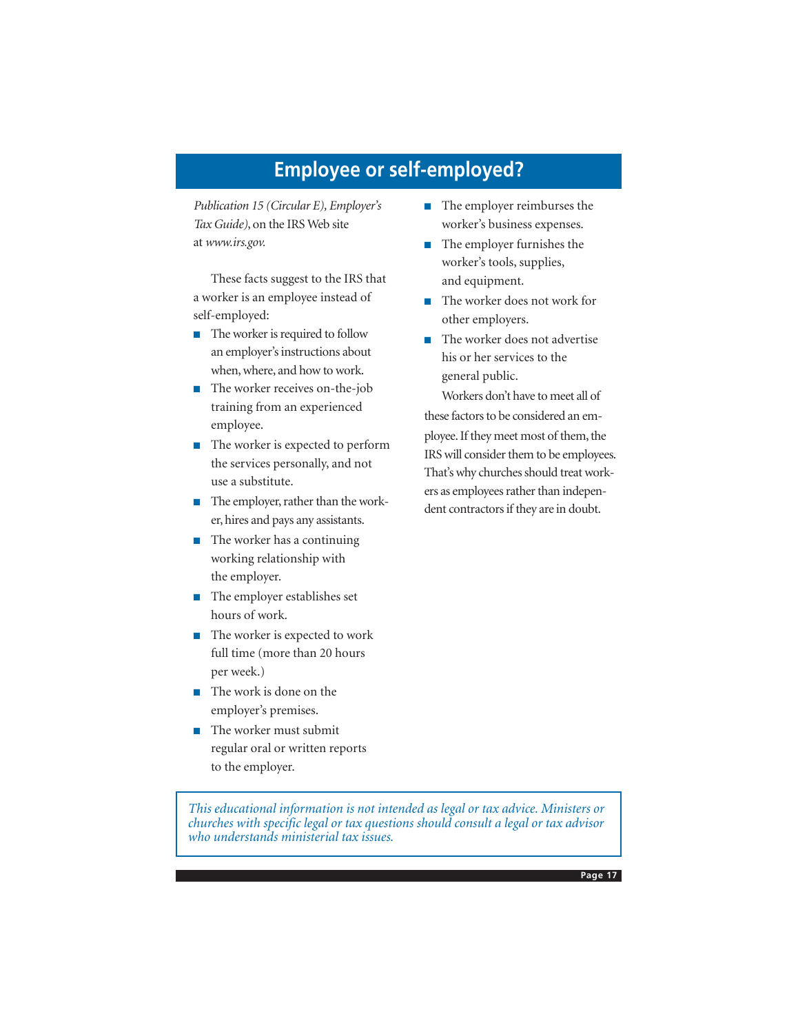## Employee or self-employed?

*Publication 15 (Circular E), Employer's Tax Guide)*, on the IRS Web site at *www.irs.gov.*

These facts suggest to the IRS that a worker is an employee instead of self-employed:

- The worker is required to follow an employer's instructions about when, where, and how to work.
- The worker receives on-the-job training from an experienced employee.
- The worker is expected to perform the services personally, and not use a substitute.
- The employer, rather than the worker, hires and pays any assistants.
- The worker has a continuing working relationship with the employer.
- The employer establishes set hours of work.
- The worker is expected to work full time (more than 20 hours per week.)
- The work is done on the employer's premises.
- The worker must submit regular oral or written reports to the employer.
- The employer reimburses the worker's business expenses.
- The employer furnishes the worker's tools, supplies, and equipment.
- The worker does not work for other employers.
- The worker does not advertise his or her services to the general public.

Workers don't have to meet all of these factors to be considered an employee. If they meet most of them, the IRS will consider them to be employees. That's why churches should treat workers as employees rather than independent contractors if they are in doubt.

*This educational information is not intended as legal or tax advice. Ministers or churches with specific legal or tax questions should consult a legal or tax advisor who understands ministerial tax issues.*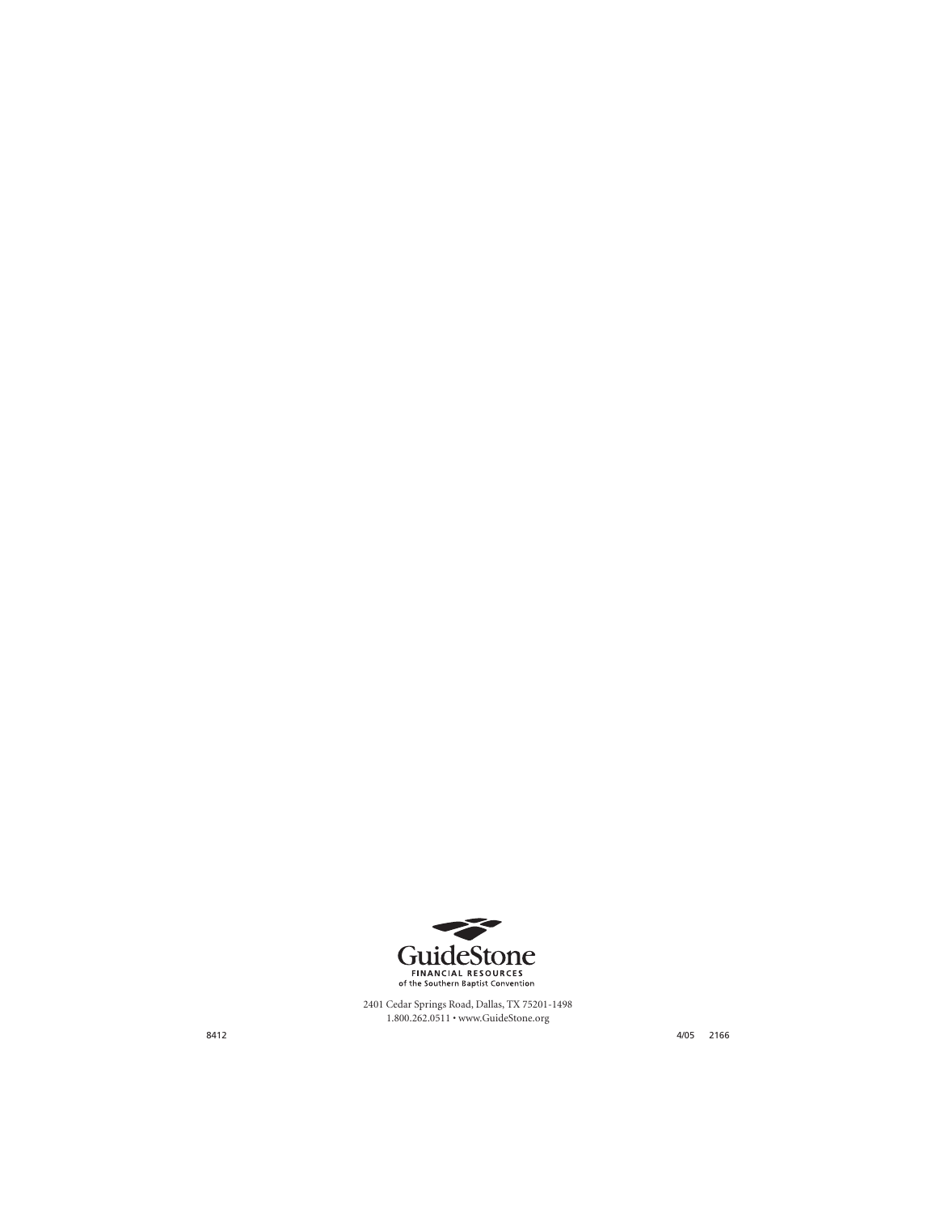GuideStone

FINANCIAL RESOURCES

of the Southern Baptist Convention

2401 Cedar Springs Road, Dallas, TX 75201-1498

1.800.262.0511 • www.GuideStone.org

8412 4/05 2166